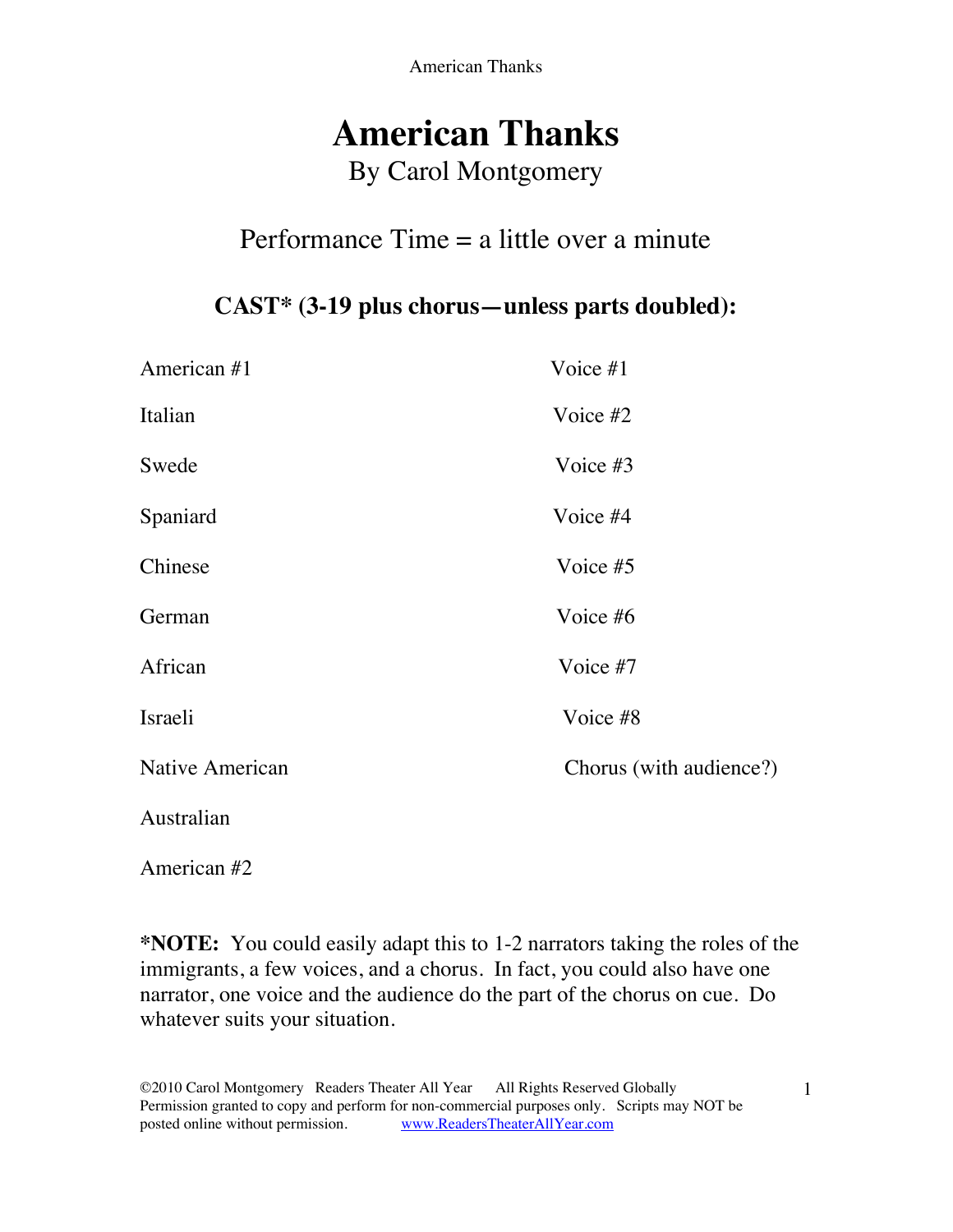# American Thanks

By Carol Montgomery

Performance Time = a little over a minute

## CAST* (3-19 plus chorus—unless parts doubled):

| | |
|---|---|
| American #1 | Voice #1 |
| Italian | Voice #2 |
| Swede | Voice #3 |
| Spaniard | Voice #4 |
| Chinese | Voice #5 |
| German | Voice #6 |
| African | Voice #7 |
| Israeli | Voice #8 |
| Native American | Chorus (with audience?) |
| Australian | |
| American #2 | |

***NOTE:** You could easily adapt this to 1-2 narrators taking the roles of the immigrants, a few voices, and a chorus. In fact, you could also have one narrator, one voice and the audience do the part of the chorus on cue. Do whatever suits your situation.

©2010 Carol Montgomery Readers Theater All Year All Rights Reserved Globally
Permission granted to copy and perform for non-commercial purposes only. Scripts may NOT be posted online without permission. www.ReadersTheaterAllYear.com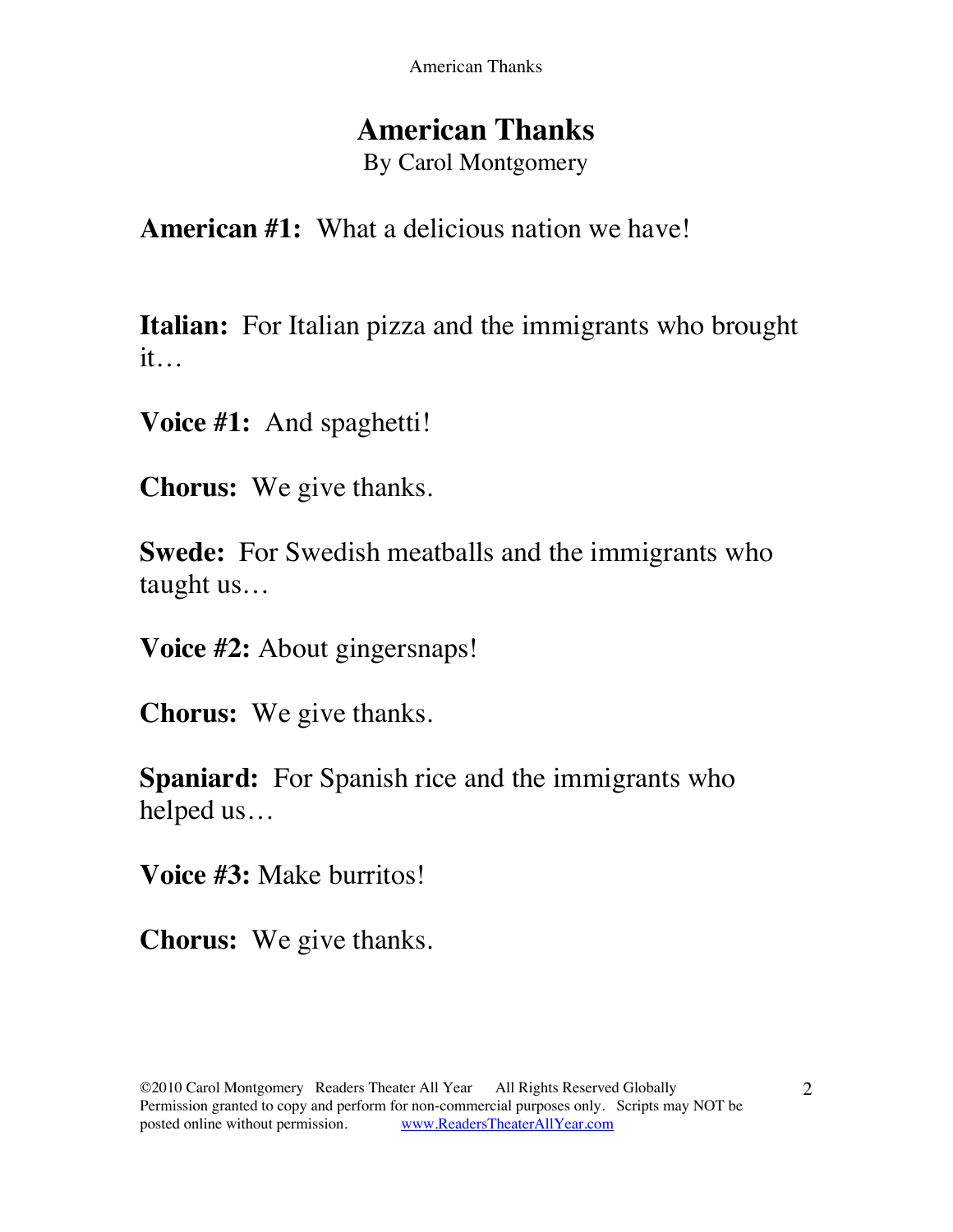# American Thanks

By Carol Montgomery

**American #1:** What a delicious nation we have!

**Italian:** For Italian pizza and the immigrants who brought it…

**Voice #1:** And spaghetti!

**Chorus:** We give thanks.

**Swede:** For Swedish meatballs and the immigrants who taught us…

**Voice #2:** About gingersnaps!

**Chorus:** We give thanks.

**Spaniard:** For Spanish rice and the immigrants who helped us…

**Voice #3:** Make burritos!

**Chorus:** We give thanks.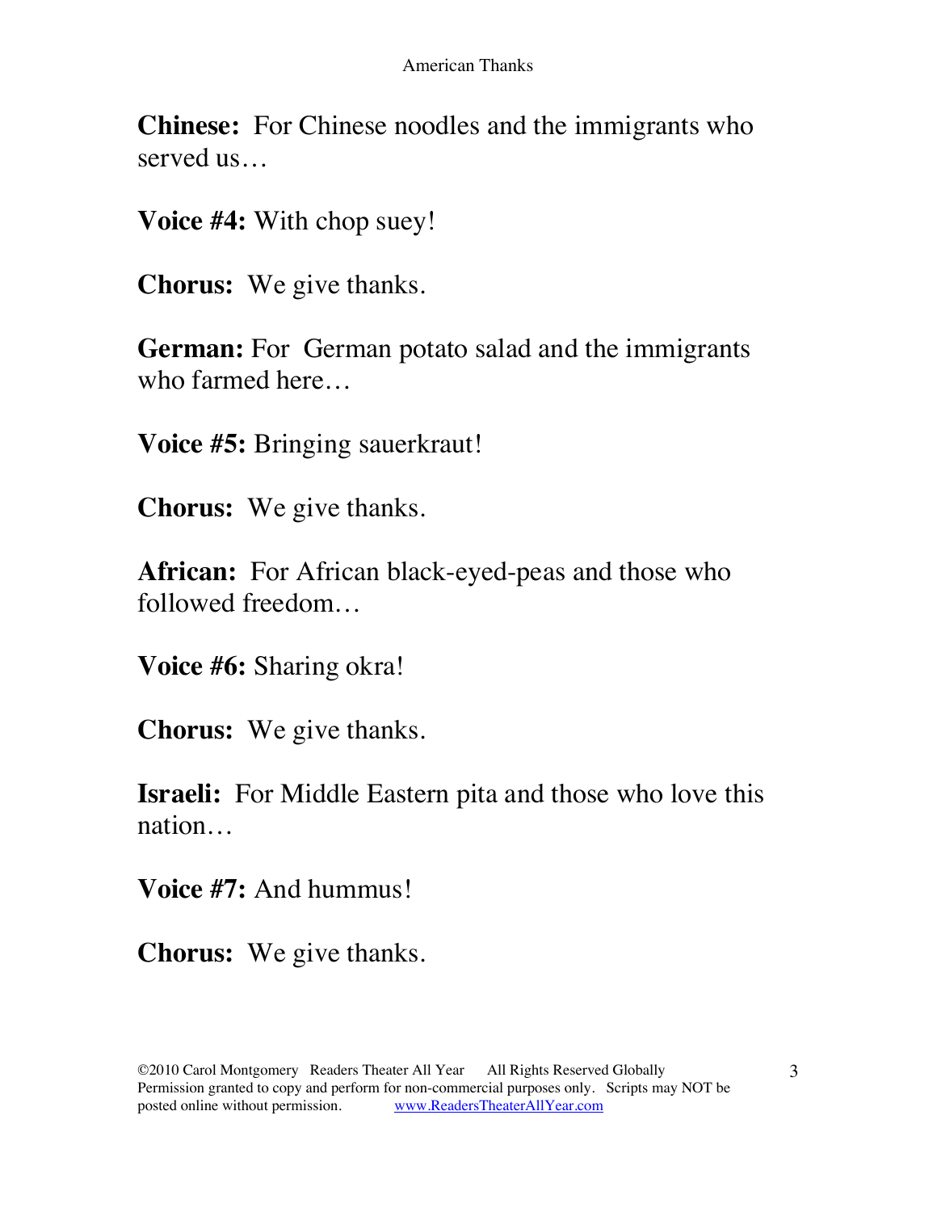**Chinese:** For Chinese noodles and the immigrants who served us…

**Voice #4:** With chop suey!

**Chorus:** We give thanks.

**German:** For German potato salad and the immigrants who farmed here…

**Voice #5:** Bringing sauerkraut!

**Chorus:** We give thanks.

**African:** For African black-eyed-peas and those who followed freedom…

**Voice #6:** Sharing okra!

**Chorus:** We give thanks.

**Israeli:** For Middle Eastern pita and those who love this nation…

**Voice #7:** And hummus!

**Chorus:** We give thanks.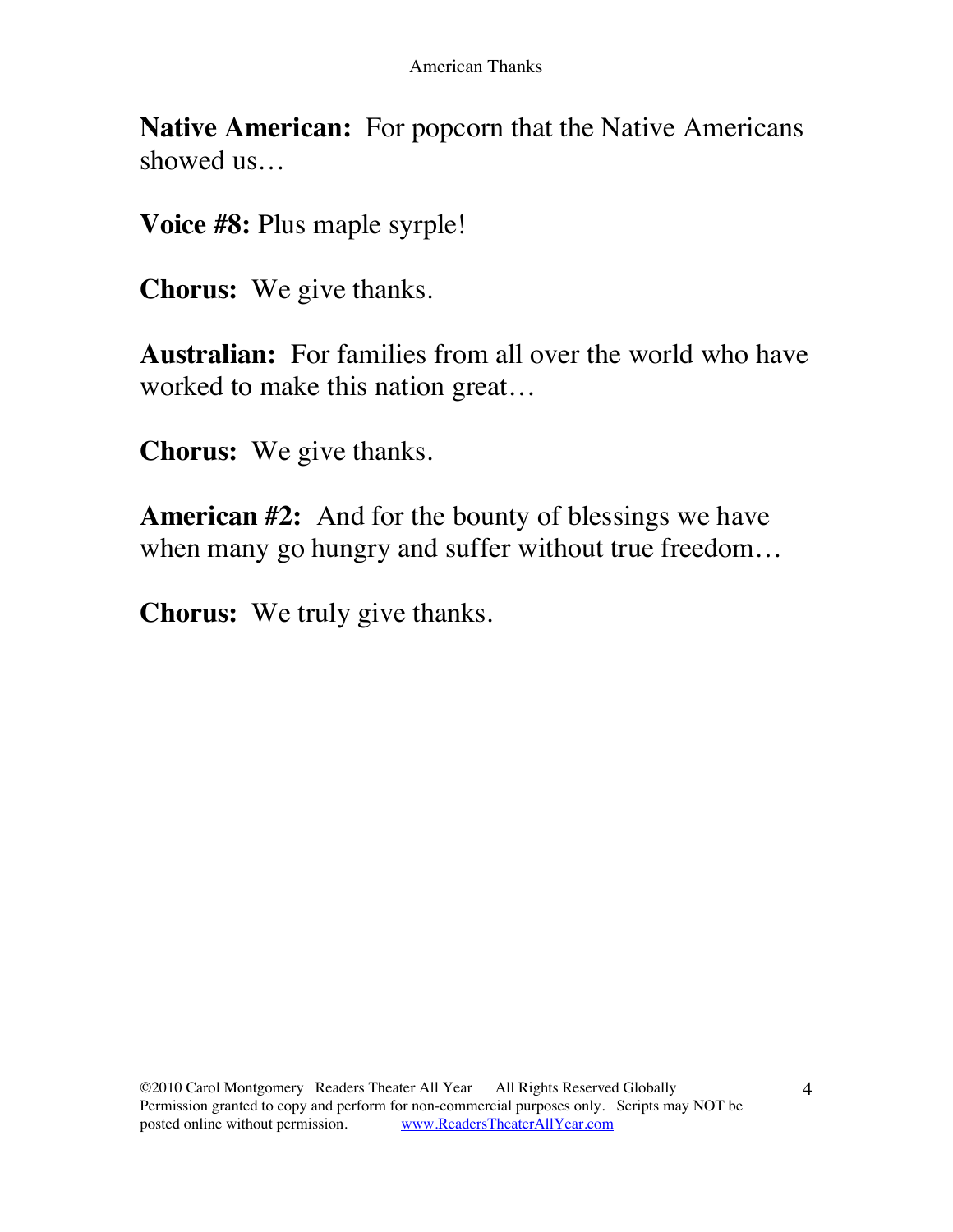**Native American:** For popcorn that the Native Americans showed us…

**Voice #8:** Plus maple syrple!

**Chorus:** We give thanks.

**Australian:** For families from all over the world who have worked to make this nation great…

**Chorus:** We give thanks.

**American #2:** And for the bounty of blessings we have when many go hungry and suffer without true freedom…

**Chorus:** We truly give thanks.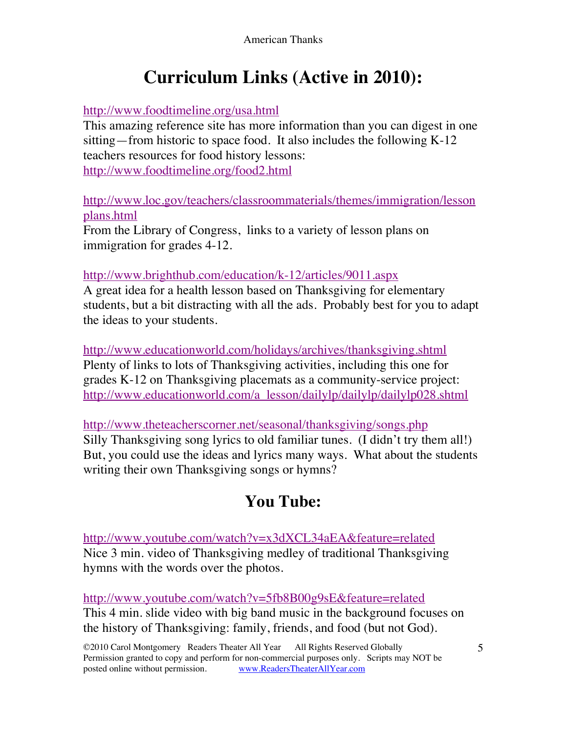# Curriculum Links (Active in 2010):

http://www.foodtimeline.org/usa.html
This amazing reference site has more information than you can digest in one sitting—from historic to space food. It also includes the following K-12 teachers resources for food history lessons:
http://www.foodtimeline.org/food2.html

http://www.loc.gov/teachers/classroommaterials/themes/immigration/lessonplans.html
From the Library of Congress, links to a variety of lesson plans on immigration for grades 4-12.

http://www.brighthub.com/education/k-12/articles/9011.aspx
A great idea for a health lesson based on Thanksgiving for elementary students, but a bit distracting with all the ads. Probably best for you to adapt the ideas to your students.

http://www.educationworld.com/holidays/archives/thanksgiving.shtml
Plenty of links to lots of Thanksgiving activities, including this one for grades K-12 on Thanksgiving placemats as a community-service project:
http://www.educationworld.com/a_lesson/dailylp/dailylp/dailylp028.shtml

http://www.theteacherscorner.net/seasonal/thanksgiving/songs.php
Silly Thanksgiving song lyrics to old familiar tunes. (I didn't try them all!) But, you could use the ideas and lyrics many ways. What about the students writing their own Thanksgiving songs or hymns?

## You Tube:

http://www.youtube.com/watch?v=x3dXCL34aEA&feature=related
Nice 3 min. video of Thanksgiving medley of traditional Thanksgiving hymns with the words over the photos.

http://www.youtube.com/watch?v=5fb8B00g9sE&feature=related
This 4 min. slide video with big band music in the background focuses on the history of Thanksgiving: family, friends, and food (but not God).

©2010 Carol Montgomery Readers Theater All Year All Rights Reserved Globally
Permission granted to copy and perform for non-commercial purposes only. Scripts may NOT be posted online without permission. www.ReadersTheaterAllYear.com